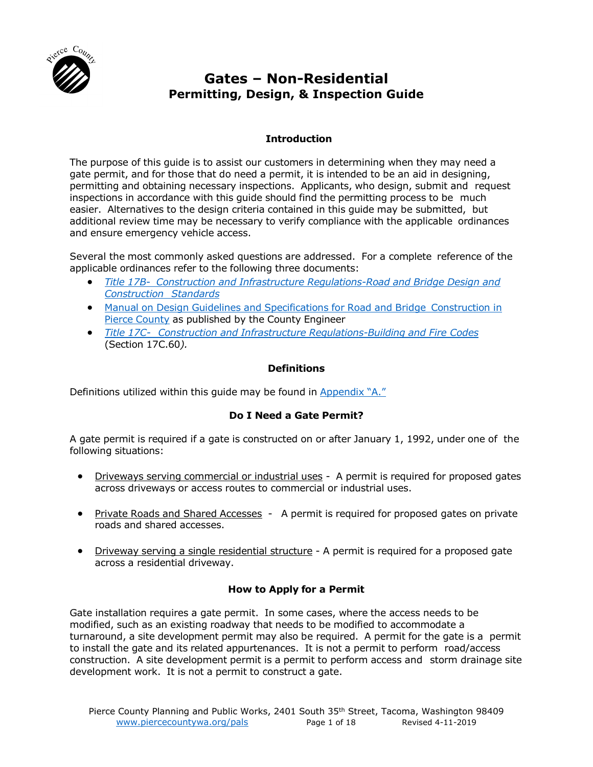# Gates – Non-Residential
## Permitting, Design, & Inspection Guide

### Introduction

The purpose of this guide is to assist our customers in determining when they may need a gate permit, and for those that do need a permit, it is intended to be an aid in designing, permitting and obtaining necessary inspections. Applicants, who design, submit and request inspections in accordance with this guide should find the permitting process to be much easier. Alternatives to the design criteria contained in this guide may be submitted, but additional review time may be necessary to verify compliance with the applicable ordinances and ensure emergency vehicle access.

Several the most commonly asked questions are addressed. For a complete reference of the applicable ordinances refer to the following three documents:

- *Title 17B- Construction and Infrastructure Regulations-Road and Bridge Design and Construction Standards*
- Manual on Design Guidelines and Specifications for Road and Bridge Construction in Pierce County as published by the County Engineer
- *Title 17C- Construction and Infrastructure Regulations-Building and Fire Codes* (Section 17C.60*).*

### Definitions

Definitions utilized within this guide may be found in Appendix "A."

### Do I Need a Gate Permit?

A gate permit is required if a gate is constructed on or after January 1, 1992, under one of the following situations:

- Driveways serving commercial or industrial uses - A permit is required for proposed gates across driveways or access routes to commercial or industrial uses.
- Private Roads and Shared Accesses - A permit is required for proposed gates on private roads and shared accesses.
- Driveway serving a single residential structure - A permit is required for a proposed gate across a residential driveway.

### How to Apply for a Permit

Gate installation requires a gate permit. In some cases, where the access needs to be modified, such as an existing roadway that needs to be modified to accommodate a turnaround, a site development permit may also be required. A permit for the gate is a permit to install the gate and its related appurtenances. It is not a permit to perform road/access construction. A site development permit is a permit to perform access and storm drainage site development work. It is not a permit to construct a gate.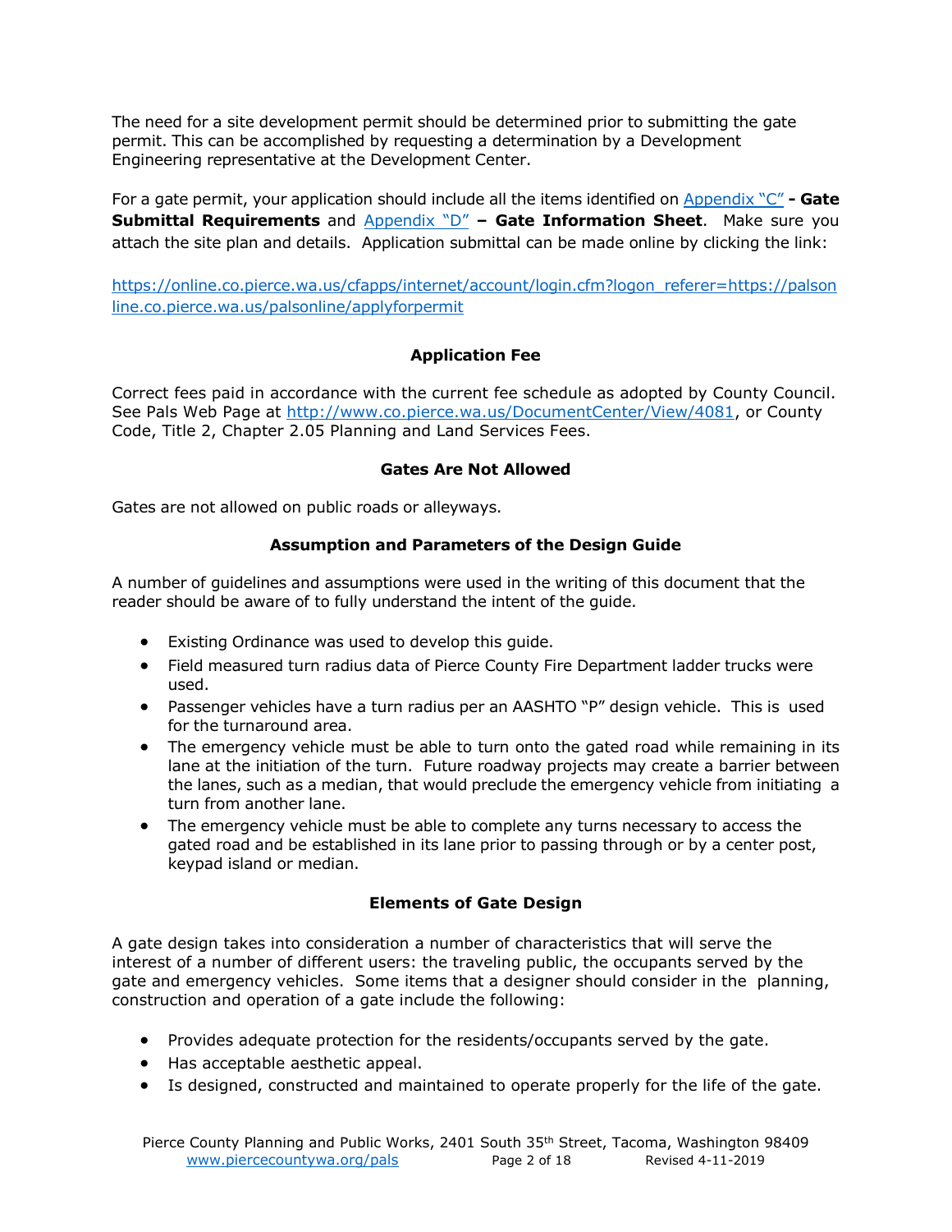The need for a site development permit should be determined prior to submitting the gate permit. This can be accomplished by requesting a determination by a Development Engineering representative at the Development Center.

For a gate permit, your application should include all the items identified on [Appendix "C"](#) **- Gate Submittal Requirements** and [Appendix "D"](#) **– Gate Information Sheet**. Make sure you attach the site plan and details. Application submittal can be made online by clicking the link:

[https://online.co.pierce.wa.us/cfapps/internet/account/login.cfm?logon_referer=https://palsonline.co.pierce.wa.us/palsonline/applyforpermit](https://online.co.pierce.wa.us/cfapps/internet/account/login.cfm?logon_referer=https://palsonline.co.pierce.wa.us/palsonline/applyforpermit)

## Application Fee

Correct fees paid in accordance with the current fee schedule as adopted by County Council. See Pals Web Page at [http://www.co.pierce.wa.us/DocumentCenter/View/4081](http://www.co.pierce.wa.us/DocumentCenter/View/4081), or County Code, Title 2, Chapter 2.05 Planning and Land Services Fees.

## Gates Are Not Allowed

Gates are not allowed on public roads or alleyways.

## Assumption and Parameters of the Design Guide

A number of guidelines and assumptions were used in the writing of this document that the reader should be aware of to fully understand the intent of the guide.

- Existing Ordinance was used to develop this guide.
- Field measured turn radius data of Pierce County Fire Department ladder trucks were used.
- Passenger vehicles have a turn radius per an AASHTO "P" design vehicle. This is used for the turnaround area.
- The emergency vehicle must be able to turn onto the gated road while remaining in its lane at the initiation of the turn. Future roadway projects may create a barrier between the lanes, such as a median, that would preclude the emergency vehicle from initiating a turn from another lane.
- The emergency vehicle must be able to complete any turns necessary to access the gated road and be established in its lane prior to passing through or by a center post, keypad island or median.

## Elements of Gate Design

A gate design takes into consideration a number of characteristics that will serve the interest of a number of different users: the traveling public, the occupants served by the gate and emergency vehicles. Some items that a designer should consider in the planning, construction and operation of a gate include the following:

- Provides adequate protection for the residents/occupants served by the gate.
- Has acceptable aesthetic appeal.
- Is designed, constructed and maintained to operate properly for the life of the gate.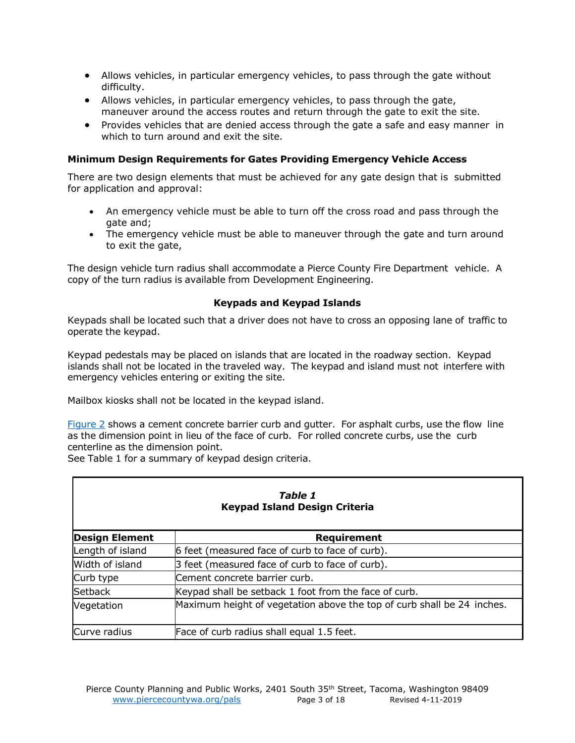- Allows vehicles, in particular emergency vehicles, to pass through the gate without difficulty.
- Allows vehicles, in particular emergency vehicles, to pass through the gate, maneuver around the access routes and return through the gate to exit the site.
- Provides vehicles that are denied access through the gate a safe and easy manner in which to turn around and exit the site.

**Minimum Design Requirements for Gates Providing Emergency Vehicle Access**

There are two design elements that must be achieved for any gate design that is submitted for application and approval:

- An emergency vehicle must be able to turn off the cross road and pass through the gate and;
- The emergency vehicle must be able to maneuver through the gate and turn around to exit the gate,

The design vehicle turn radius shall accommodate a Pierce County Fire Department vehicle. A copy of the turn radius is available from Development Engineering.

## Keypads and Keypad Islands

Keypads shall be located such that a driver does not have to cross an opposing lane of traffic to operate the keypad.

Keypad pedestals may be placed on islands that are located in the roadway section. Keypad islands shall not be located in the traveled way. The keypad and island must not interfere with emergency vehicles entering or exiting the site.

Mailbox kiosks shall not be located in the keypad island.

Figure 2 shows a cement concrete barrier curb and gutter. For asphalt curbs, use the flow line as the dimension point in lieu of the face of curb. For rolled concrete curbs, use the curb centerline as the dimension point.
See Table 1 for a summary of keypad design criteria.

*Table 1*
**Keypad Island Design Criteria**

| Design Element | Requirement |
|---|---|
| Length of island | 6 feet (measured face of curb to face of curb). |
| Width of island | 3 feet (measured face of curb to face of curb). |
| Curb type | Cement concrete barrier curb. |
| Setback | Keypad shall be setback 1 foot from the face of curb. |
| Vegetation | Maximum height of vegetation above the top of curb shall be 24 inches. |
| Curve radius | Face of curb radius shall equal 1.5 feet. |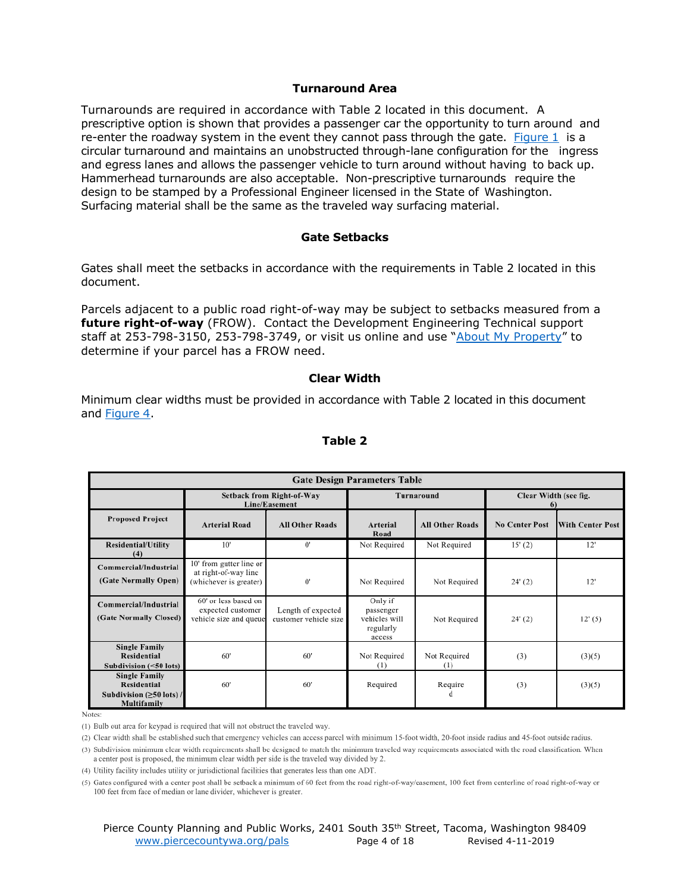### Turnaround Area

Turnarounds are required in accordance with Table 2 located in this document. A prescriptive option is shown that provides a passenger car the opportunity to turn around and re-enter the roadway system in the event they cannot pass through the gate. Figure 1 is a circular turnaround and maintains an unobstructed through-lane configuration for the ingress and egress lanes and allows the passenger vehicle to turn around without having to back up. Hammerhead turnarounds are also acceptable. Non-prescriptive turnarounds require the design to be stamped by a Professional Engineer licensed in the State of Washington. Surfacing material shall be the same as the traveled way surfacing material.

### Gate Setbacks

Gates shall meet the setbacks in accordance with the requirements in Table 2 located in this document.

Parcels adjacent to a public road right-of-way may be subject to setbacks measured from a **future right-of-way** (FROW). Contact the Development Engineering Technical support staff at 253-798-3150, 253-798-3749, or visit us online and use "About My Property" to determine if your parcel has a FROW need.

### Clear Width

Minimum clear widths must be provided in accordance with Table 2 located in this document and Figure 4.

**Table 2**

| Gate Design Parameters Table | | | | | | |
|---|---|---|---|---|---|---|
| | Setback from Right-of-Way Line/Easement | | Turnaround | | Clear Width (see fig. 6) | |
| Proposed Project | Arterial Road | All Other Roads | Arterial Road | All Other Roads | No Center Post | With Center Post |
| Residential/Utility (4) | 10' | 0' | Not Required | Not Required | 15' (2) | 12' |
| Commercial/Industrial (Gate Normally Open) | 10' from gutter line or at right-of-way line (whichever is greater) | 0' | Not Required | Not Required | 24' (2) | 12' |
| Commercial/Industrial (Gate Normally Closed) | 60' or less based on expected customer vehicle size and queue | Length of expected customer vehicle size | Only if passenger vehicles will regularly access | Not Required | 24' (2) | 12' (5) |
| Single Family Residential Subdivision (<50 lots) | 60' | 60' | Not Required (1) | Not Required (1) | (3) | (3)(5) |
| Single Family Residential Subdivision (≥50 lots) / Multifamily | 60' | 60' | Required | Required | (3) | (3)(5) |

Notes:

(1) Bulb out area for keypad is required that will not obstruct the traveled way.

(2) Clear width shall be established such that emergency vehicles can access parcel with minimum 15-foot width, 20-foot inside radius and 45-foot outside radius.

(3) Subdivision minimum clear width requirements shall be designed to match the minimum traveled way requirements associated with the road classification. When a center post is proposed, the minimum clear width per side is the traveled way divided by 2.

(4) Utility facility includes utility or jurisdictional facilities that generates less than one ADT.

(5) Gates configured with a center post shall be setback a minimum of 60 feet from the road right-of-way/easement, 100 feet from centerline of road right-of-way or 100 feet from face of median or lane divider, whichever is greater.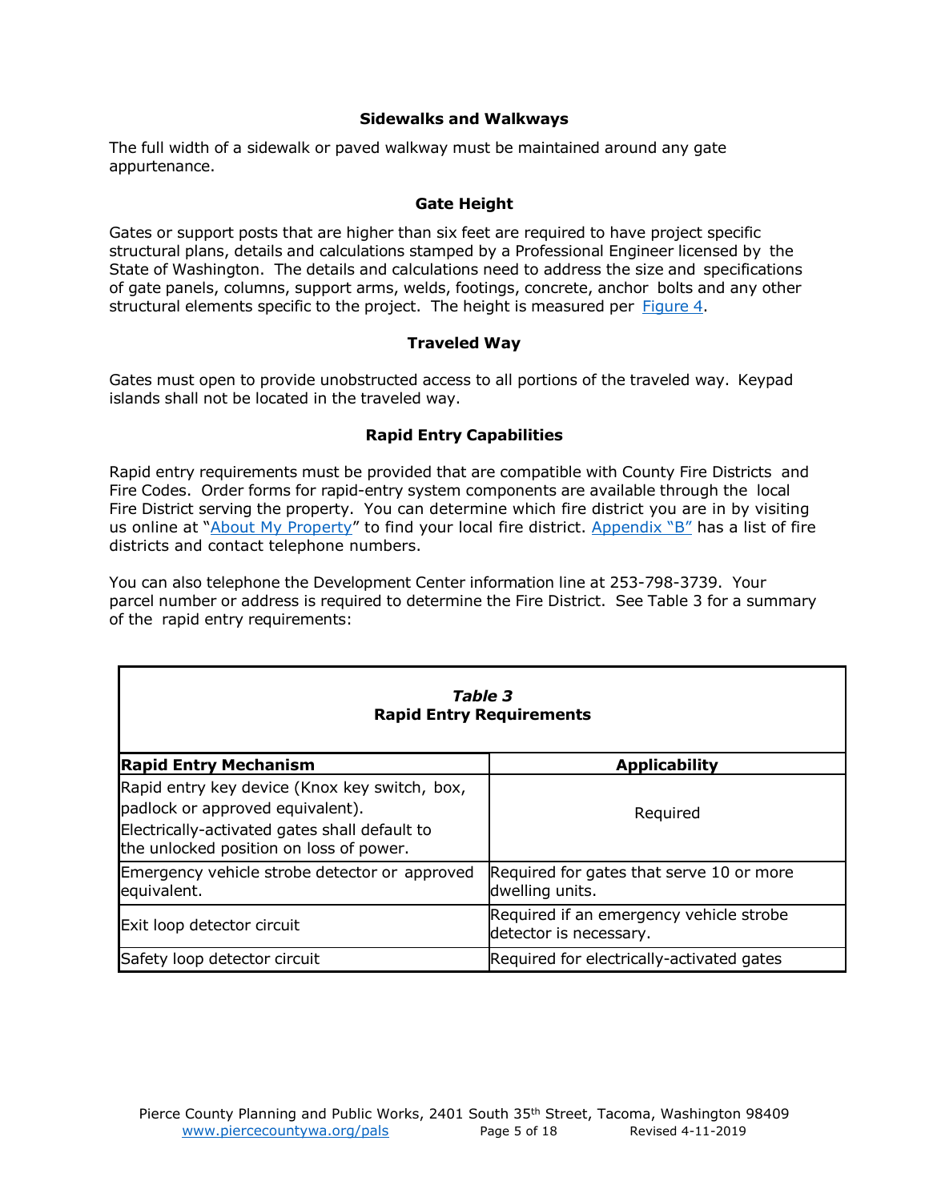### Sidewalks and Walkways

The full width of a sidewalk or paved walkway must be maintained around any gate appurtenance.

### Gate Height

Gates or support posts that are higher than six feet are required to have project specific structural plans, details and calculations stamped by a Professional Engineer licensed by the State of Washington. The details and calculations need to address the size and specifications of gate panels, columns, support arms, welds, footings, concrete, anchor bolts and any other structural elements specific to the project. The height is measured per Figure 4.

### Traveled Way

Gates must open to provide unobstructed access to all portions of the traveled way. Keypad islands shall not be located in the traveled way.

### Rapid Entry Capabilities

Rapid entry requirements must be provided that are compatible with County Fire Districts and Fire Codes. Order forms for rapid-entry system components are available through the local Fire District serving the property. You can determine which fire district you are in by visiting us online at "About My Property" to find your local fire district. Appendix "B" has a list of fire districts and contact telephone numbers.

You can also telephone the Development Center information line at 253-798-3739. Your parcel number or address is required to determine the Fire District. See Table 3 for a summary of the rapid entry requirements:

*Table 3*
**Rapid Entry Requirements**

| Rapid Entry Mechanism | Applicability |
|---|---|
| Rapid entry key device (Knox key switch, box, padlock or approved equivalent). Electrically-activated gates shall default to the unlocked position on loss of power. | Required |
| Emergency vehicle strobe detector or approved equivalent. | Required for gates that serve 10 or more dwelling units. |
| Exit loop detector circuit | Required if an emergency vehicle strobe detector is necessary. |
| Safety loop detector circuit | Required for electrically-activated gates |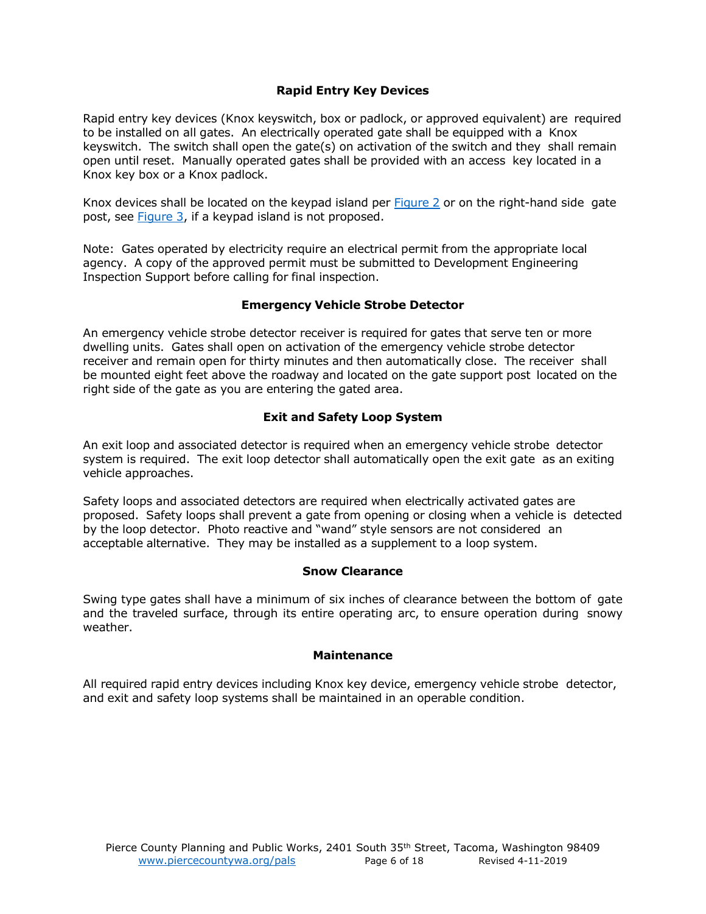## Rapid Entry Key Devices

Rapid entry key devices (Knox keyswitch, box or padlock, or approved equivalent) are required to be installed on all gates. An electrically operated gate shall be equipped with a Knox keyswitch. The switch shall open the gate(s) on activation of the switch and they shall remain open until reset. Manually operated gates shall be provided with an access key located in a Knox key box or a Knox padlock.

Knox devices shall be located on the keypad island per Figure 2 or on the right-hand side gate post, see Figure 3, if a keypad island is not proposed.

Note: Gates operated by electricity require an electrical permit from the appropriate local agency. A copy of the approved permit must be submitted to Development Engineering Inspection Support before calling for final inspection.

## Emergency Vehicle Strobe Detector

An emergency vehicle strobe detector receiver is required for gates that serve ten or more dwelling units. Gates shall open on activation of the emergency vehicle strobe detector receiver and remain open for thirty minutes and then automatically close. The receiver shall be mounted eight feet above the roadway and located on the gate support post located on the right side of the gate as you are entering the gated area.

## Exit and Safety Loop System

An exit loop and associated detector is required when an emergency vehicle strobe detector system is required. The exit loop detector shall automatically open the exit gate as an exiting vehicle approaches.

Safety loops and associated detectors are required when electrically activated gates are proposed. Safety loops shall prevent a gate from opening or closing when a vehicle is detected by the loop detector. Photo reactive and "wand" style sensors are not considered an acceptable alternative. They may be installed as a supplement to a loop system.

## Snow Clearance

Swing type gates shall have a minimum of six inches of clearance between the bottom of gate and the traveled surface, through its entire operating arc, to ensure operation during snowy weather.

## Maintenance

All required rapid entry devices including Knox key device, emergency vehicle strobe detector, and exit and safety loop systems shall be maintained in an operable condition.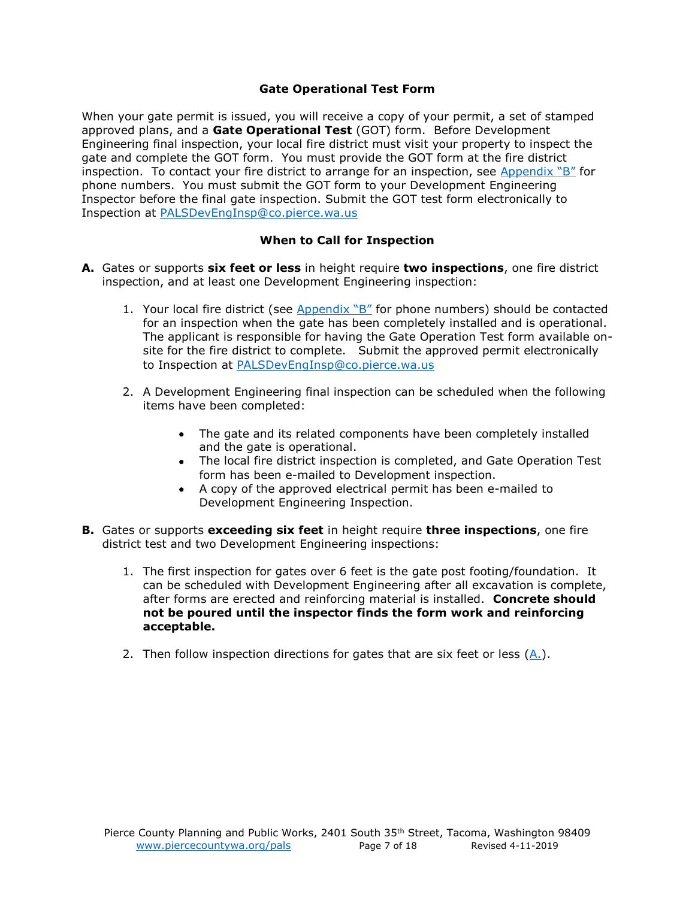## Gate Operational Test Form

When your gate permit is issued, you will receive a copy of your permit, a set of stamped approved plans, and a **Gate Operational Test** (GOT) form. Before Development Engineering final inspection, your local fire district must visit your property to inspect the gate and complete the GOT form. You must provide the GOT form at the fire district inspection. To contact your fire district to arrange for an inspection, see Appendix "B" for phone numbers. You must submit the GOT form to your Development Engineering Inspector before the final gate inspection. Submit the GOT test form electronically to Inspection at PALSDevEngInsp@co.pierce.wa.us

## When to Call for Inspection

**A.** Gates or supports **six feet or less** in height require **two inspections**, one fire district inspection, and at least one Development Engineering inspection:

1. Your local fire district (see Appendix "B" for phone numbers) should be contacted for an inspection when the gate has been completely installed and is operational. The applicant is responsible for having the Gate Operation Test form available on-site for the fire district to complete. Submit the approved permit electronically to Inspection at PALSDevEngInsp@co.pierce.wa.us

2. A Development Engineering final inspection can be scheduled when the following items have been completed:

   - The gate and its related components have been completely installed and the gate is operational.
   - The local fire district inspection is completed, and Gate Operation Test form has been e-mailed to Development inspection.
   - A copy of the approved electrical permit has been e-mailed to Development Engineering Inspection.

**B.** Gates or supports **exceeding six feet** in height require **three inspections**, one fire district test and two Development Engineering inspections:

1. The first inspection for gates over 6 feet is the gate post footing/foundation. It can be scheduled with Development Engineering after all excavation is complete, after forms are erected and reinforcing material is installed. **Concrete should not be poured until the inspector finds the form work and reinforcing acceptable.**

2. Then follow inspection directions for gates that are six feet or less (A.).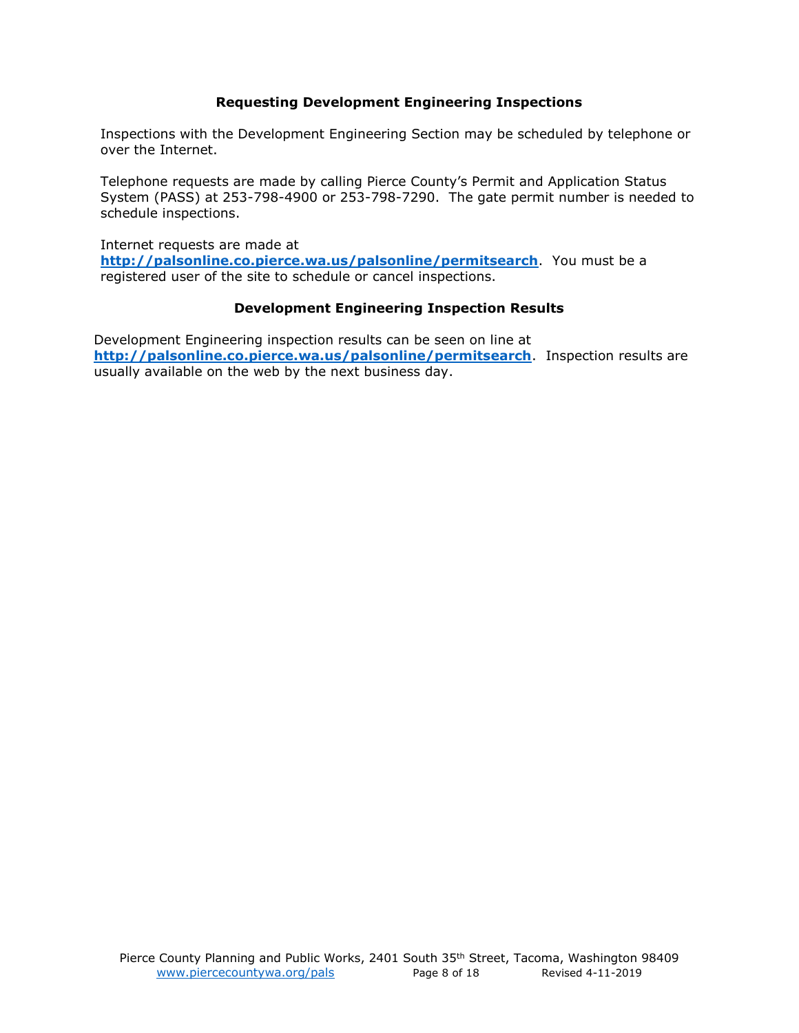## Requesting Development Engineering Inspections

Inspections with the Development Engineering Section may be scheduled by telephone or over the Internet.

Telephone requests are made by calling Pierce County's Permit and Application Status System (PASS) at 253-798-4900 or 253-798-7290. The gate permit number is needed to schedule inspections.

Internet requests are made at **http://palsonline.co.pierce.wa.us/palsonline/permitsearch**. You must be a registered user of the site to schedule or cancel inspections.

## Development Engineering Inspection Results

Development Engineering inspection results can be seen on line at **http://palsonline.co.pierce.wa.us/palsonline/permitsearch**. Inspection results are usually available on the web by the next business day.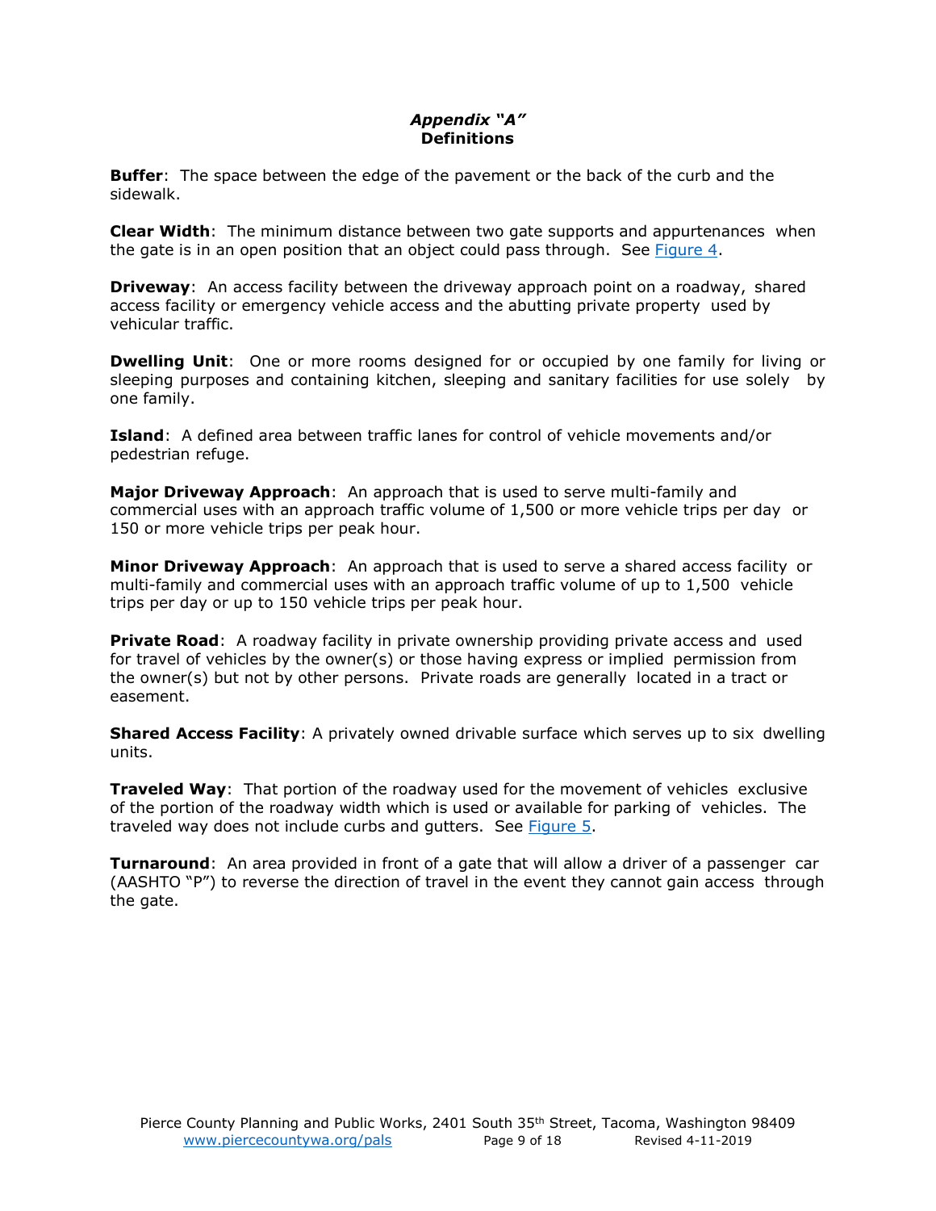# *Appendix "A"*
## Definitions

**Buffer**: The space between the edge of the pavement or the back of the curb and the sidewalk.

**Clear Width**: The minimum distance between two gate supports and appurtenances when the gate is in an open position that an object could pass through. See Figure 4.

**Driveway**: An access facility between the driveway approach point on a roadway, shared access facility or emergency vehicle access and the abutting private property used by vehicular traffic.

**Dwelling Unit**: One or more rooms designed for or occupied by one family for living or sleeping purposes and containing kitchen, sleeping and sanitary facilities for use solely by one family.

**Island**: A defined area between traffic lanes for control of vehicle movements and/or pedestrian refuge.

**Major Driveway Approach**: An approach that is used to serve multi-family and commercial uses with an approach traffic volume of 1,500 or more vehicle trips per day or 150 or more vehicle trips per peak hour.

**Minor Driveway Approach**: An approach that is used to serve a shared access facility or multi-family and commercial uses with an approach traffic volume of up to 1,500 vehicle trips per day or up to 150 vehicle trips per peak hour.

**Private Road**: A roadway facility in private ownership providing private access and used for travel of vehicles by the owner(s) or those having express or implied permission from the owner(s) but not by other persons. Private roads are generally located in a tract or easement.

**Shared Access Facility**: A privately owned drivable surface which serves up to six dwelling units.

**Traveled Way**: That portion of the roadway used for the movement of vehicles exclusive of the portion of the roadway width which is used or available for parking of vehicles. The traveled way does not include curbs and gutters. See Figure 5.

**Turnaround**: An area provided in front of a gate that will allow a driver of a passenger car (AASHTO "P") to reverse the direction of travel in the event they cannot gain access through the gate.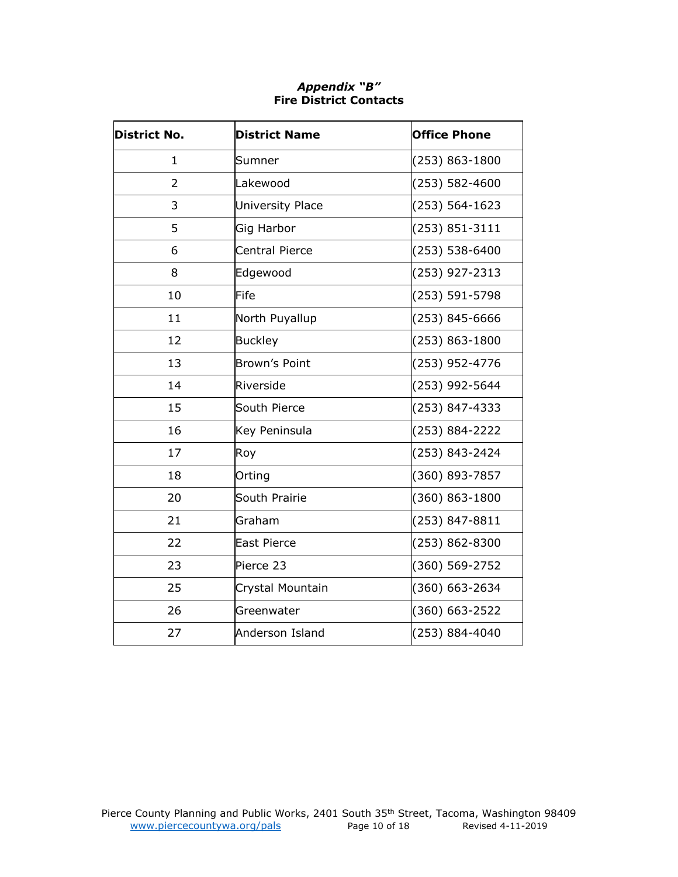***Appendix "B"***
**Fire District Contacts**

| District No. | District Name | Office Phone |
|---|---|---|
| 1 | Sumner | (253) 863-1800 |
| 2 | Lakewood | (253) 582-4600 |
| 3 | University Place | (253) 564-1623 |
| 5 | Gig Harbor | (253) 851-3111 |
| 6 | Central Pierce | (253) 538-6400 |
| 8 | Edgewood | (253) 927-2313 |
| 10 | Fife | (253) 591-5798 |
| 11 | North Puyallup | (253) 845-6666 |
| 12 | Buckley | (253) 863-1800 |
| 13 | Brown's Point | (253) 952-4776 |
| 14 | Riverside | (253) 992-5644 |
| 15 | South Pierce | (253) 847-4333 |
| 16 | Key Peninsula | (253) 884-2222 |
| 17 | Roy | (253) 843-2424 |
| 18 | Orting | (360) 893-7857 |
| 20 | South Prairie | (360) 863-1800 |
| 21 | Graham | (253) 847-8811 |
| 22 | East Pierce | (253) 862-8300 |
| 23 | Pierce 23 | (360) 569-2752 |
| 25 | Crystal Mountain | (360) 663-2634 |
| 26 | Greenwater | (360) 663-2522 |
| 27 | Anderson Island | (253) 884-4040 |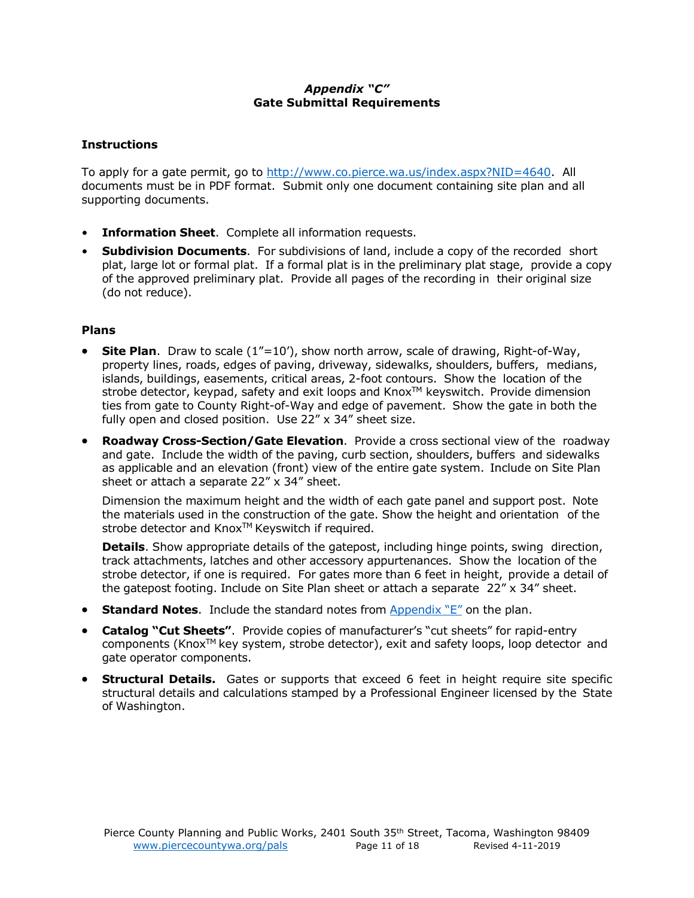# *Appendix "C"*
# Gate Submittal Requirements

## Instructions

To apply for a gate permit, go to [http://www.co.pierce.wa.us/index.aspx?NID=4640](http://www.co.pierce.wa.us/index.aspx?NID=4640). All documents must be in PDF format. Submit only one document containing site plan and all supporting documents.

- **Information Sheet**. Complete all information requests.
- **Subdivision Documents**. For subdivisions of land, include a copy of the recorded short plat, large lot or formal plat. If a formal plat is in the preliminary plat stage, provide a copy of the approved preliminary plat. Provide all pages of the recording in their original size (do not reduce).

## Plans

- **Site Plan**. Draw to scale (1"=10'), show north arrow, scale of drawing, Right-of-Way, property lines, roads, edges of paving, driveway, sidewalks, shoulders, buffers, medians, islands, buildings, easements, critical areas, 2-foot contours. Show the location of the strobe detector, keypad, safety and exit loops and Knox™ keyswitch. Provide dimension ties from gate to County Right-of-Way and edge of pavement. Show the gate in both the fully open and closed position. Use 22" x 34" sheet size.
- **Roadway Cross-Section/Gate Elevation**. Provide a cross sectional view of the roadway and gate. Include the width of the paving, curb section, shoulders, buffers and sidewalks as applicable and an elevation (front) view of the entire gate system. Include on Site Plan sheet or attach a separate 22" x 34" sheet.

  Dimension the maximum height and the width of each gate panel and support post. Note the materials used in the construction of the gate. Show the height and orientation of the strobe detector and Knox™ Keyswitch if required.

  **Details**. Show appropriate details of the gatepost, including hinge points, swing direction, track attachments, latches and other accessory appurtenances. Show the location of the strobe detector, if one is required. For gates more than 6 feet in height, provide a detail of the gatepost footing. Include on Site Plan sheet or attach a separate 22" x 34" sheet.
- **Standard Notes**. Include the standard notes from [Appendix "E"]() on the plan.
- **Catalog "Cut Sheets"**. Provide copies of manufacturer's "cut sheets" for rapid-entry components (Knox™ key system, strobe detector), exit and safety loops, loop detector and gate operator components.
- **Structural Details.** Gates or supports that exceed 6 feet in height require site specific structural details and calculations stamped by a Professional Engineer licensed by the State of Washington.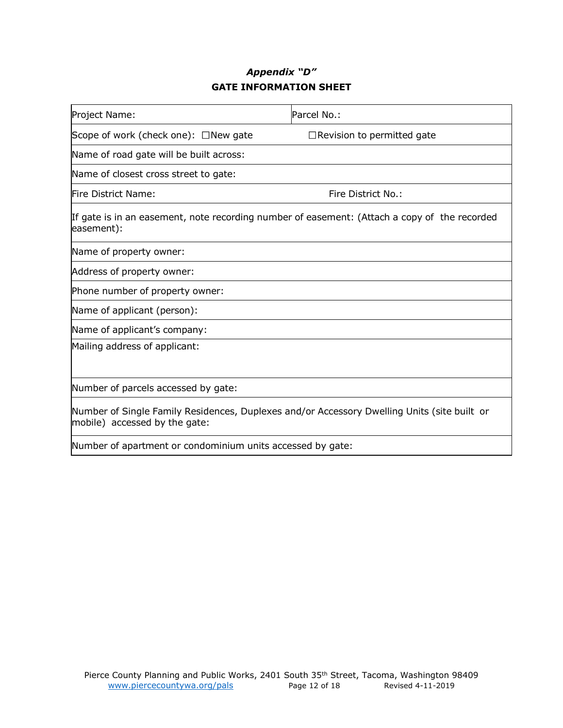*Appendix "D"*

**GATE INFORMATION SHEET**

| Project Name: | Parcel No.: |
|---|---|
| Scope of work (check one): ☐New gate | ☐Revision to permitted gate |
| Name of road gate will be built across: | |
| Name of closest cross street to gate: | |
| Fire District Name: | Fire District No.: |
| If gate is in an easement, note recording number of easement: (Attach a copy of the recorded easement): | |
| Name of property owner: | |
| Address of property owner: | |
| Phone number of property owner: | |
| Name of applicant (person): | |
| Name of applicant's company: | |
| Mailing address of applicant: | |
| Number of parcels accessed by gate: | |
| Number of Single Family Residences, Duplexes and/or Accessory Dwelling Units (site built or mobile) accessed by the gate: | |
| Number of apartment or condominium units accessed by gate: | |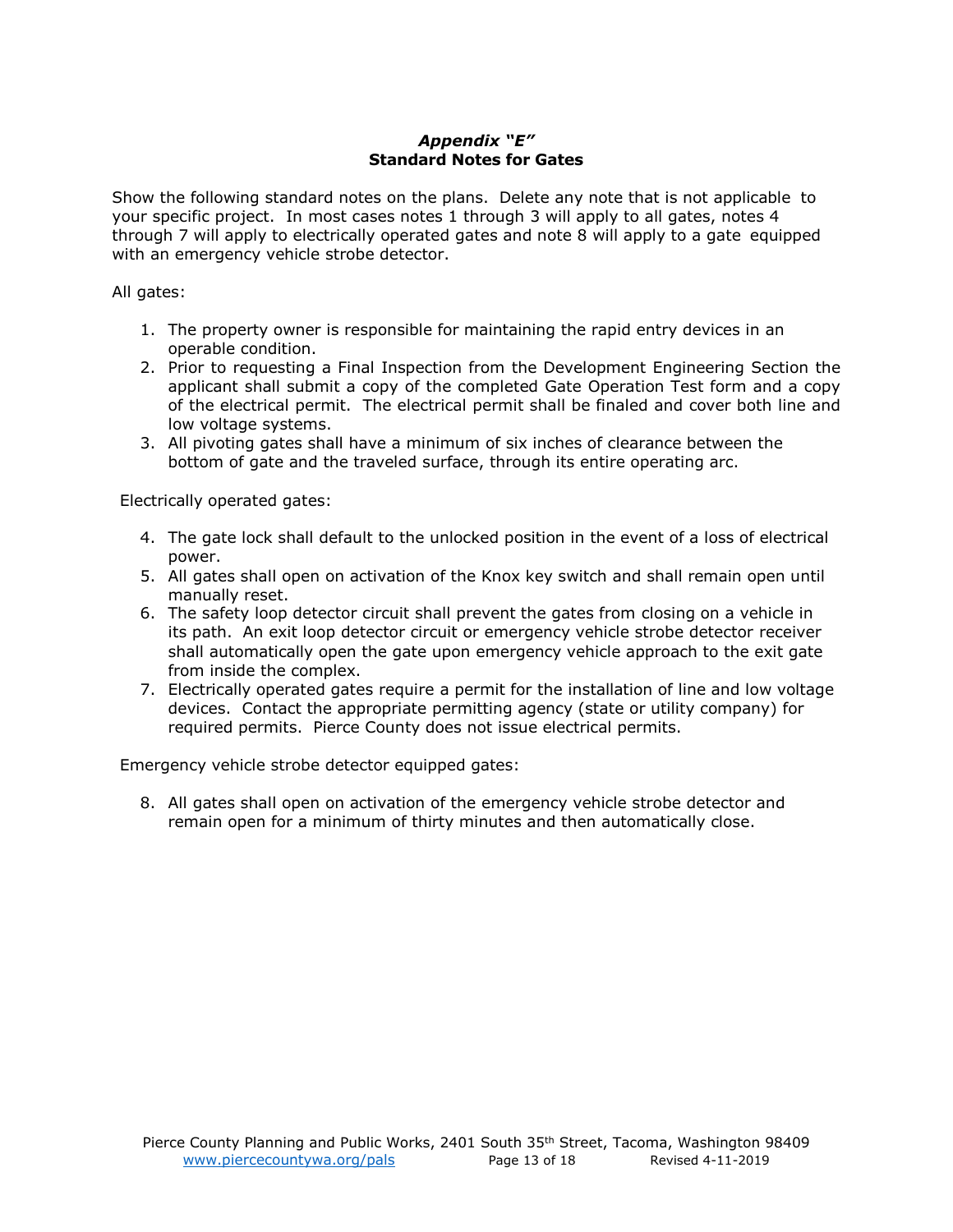## *Appendix "E"*
## **Standard Notes for Gates**

Show the following standard notes on the plans. Delete any note that is not applicable to your specific project. In most cases notes 1 through 3 will apply to all gates, notes 4 through 7 will apply to electrically operated gates and note 8 will apply to a gate equipped with an emergency vehicle strobe detector.

All gates:

1. The property owner is responsible for maintaining the rapid entry devices in an operable condition.
2. Prior to requesting a Final Inspection from the Development Engineering Section the applicant shall submit a copy of the completed Gate Operation Test form and a copy of the electrical permit. The electrical permit shall be finaled and cover both line and low voltage systems.
3. All pivoting gates shall have a minimum of six inches of clearance between the bottom of gate and the traveled surface, through its entire operating arc.

Electrically operated gates:

4. The gate lock shall default to the unlocked position in the event of a loss of electrical power.
5. All gates shall open on activation of the Knox key switch and shall remain open until manually reset.
6. The safety loop detector circuit shall prevent the gates from closing on a vehicle in its path. An exit loop detector circuit or emergency vehicle strobe detector receiver shall automatically open the gate upon emergency vehicle approach to the exit gate from inside the complex.
7. Electrically operated gates require a permit for the installation of line and low voltage devices. Contact the appropriate permitting agency (state or utility company) for required permits. Pierce County does not issue electrical permits.

Emergency vehicle strobe detector equipped gates:

8. All gates shall open on activation of the emergency vehicle strobe detector and remain open for a minimum of thirty minutes and then automatically close.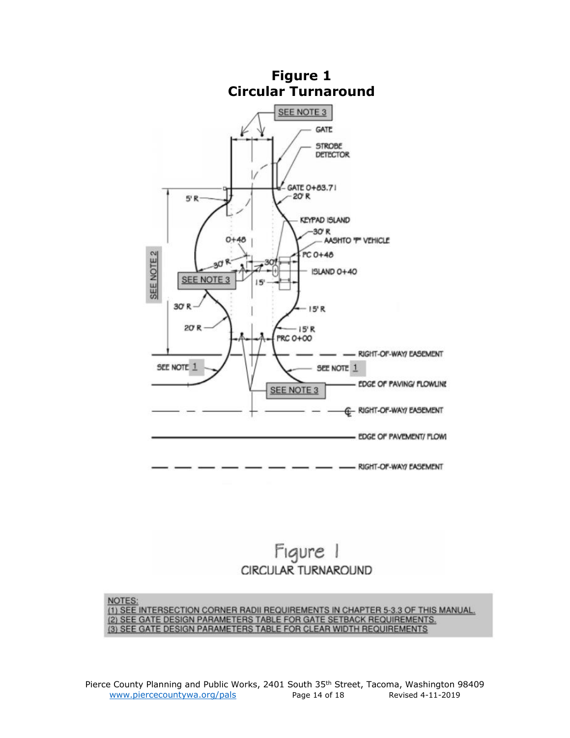# Figure 1
# Circular Turnaround

Figure 1
CIRCULAR TURNAROUND

NOTES:
(1) SEE INTERSECTION CORNER RADII REQUIREMENTS IN CHAPTER 5-3.3 OF THIS MANUAL.
(2) SEE GATE DESIGN PARAMETERS TABLE FOR GATE SETBACK REQUIREMENTS.
(3) SEE GATE DESIGN PARAMETERS TABLE FOR CLEAR WIDTH REQUIREMENTS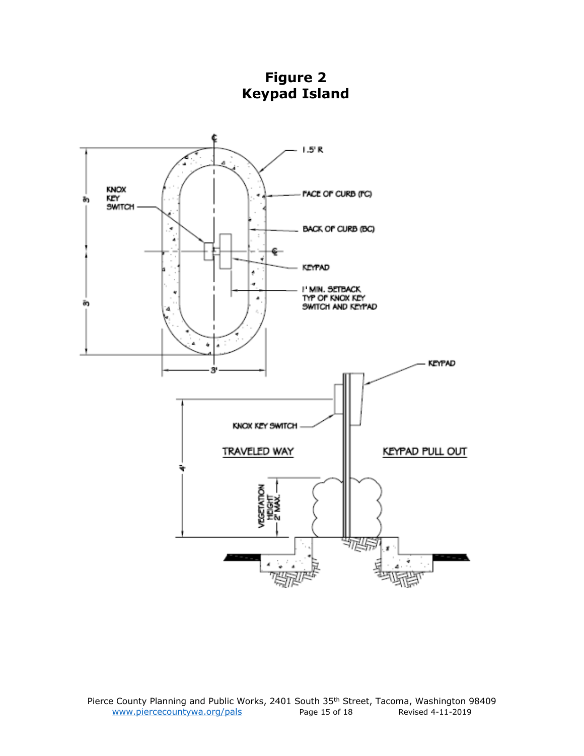# Figure 2
# Keypad Island

1.5' R

FACE OF CURB (FC)

BACK OF CURB (BC)

KNOX KEY SWITCH

KEYPAD

1' MIN. SETBACK TYP OF KNOX KEY SWITCH AND KEYPAD

3'

3'

3'

KEYPAD

KNOX KEY SWITCH

TRAVELED WAY

KEYPAD PULL OUT

4'

VEGETATION HEIGHT 2' MAX.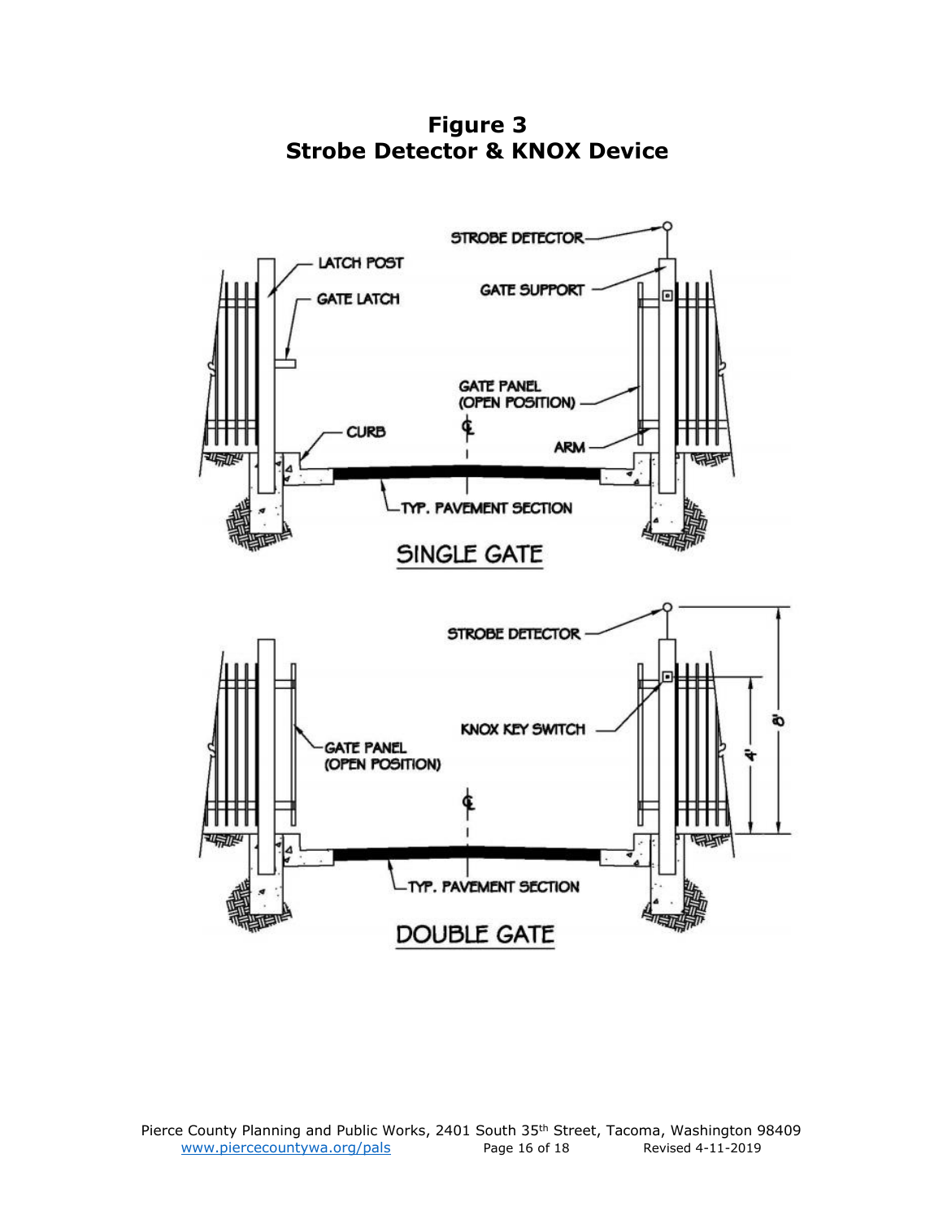# Figure 3
# Strobe Detector & KNOX Device

STROBE DETECTOR

LATCH POST

GATE SUPPORT

GATE LATCH

GATE PANEL (OPEN POSITION)

CURB

ARM

TYP. PAVEMENT SECTION

SINGLE GATE

STROBE DETECTOR

KNOX KEY SWITCH

GATE PANEL (OPEN POSITION)

8'

4'

TYP. PAVEMENT SECTION

DOUBLE GATE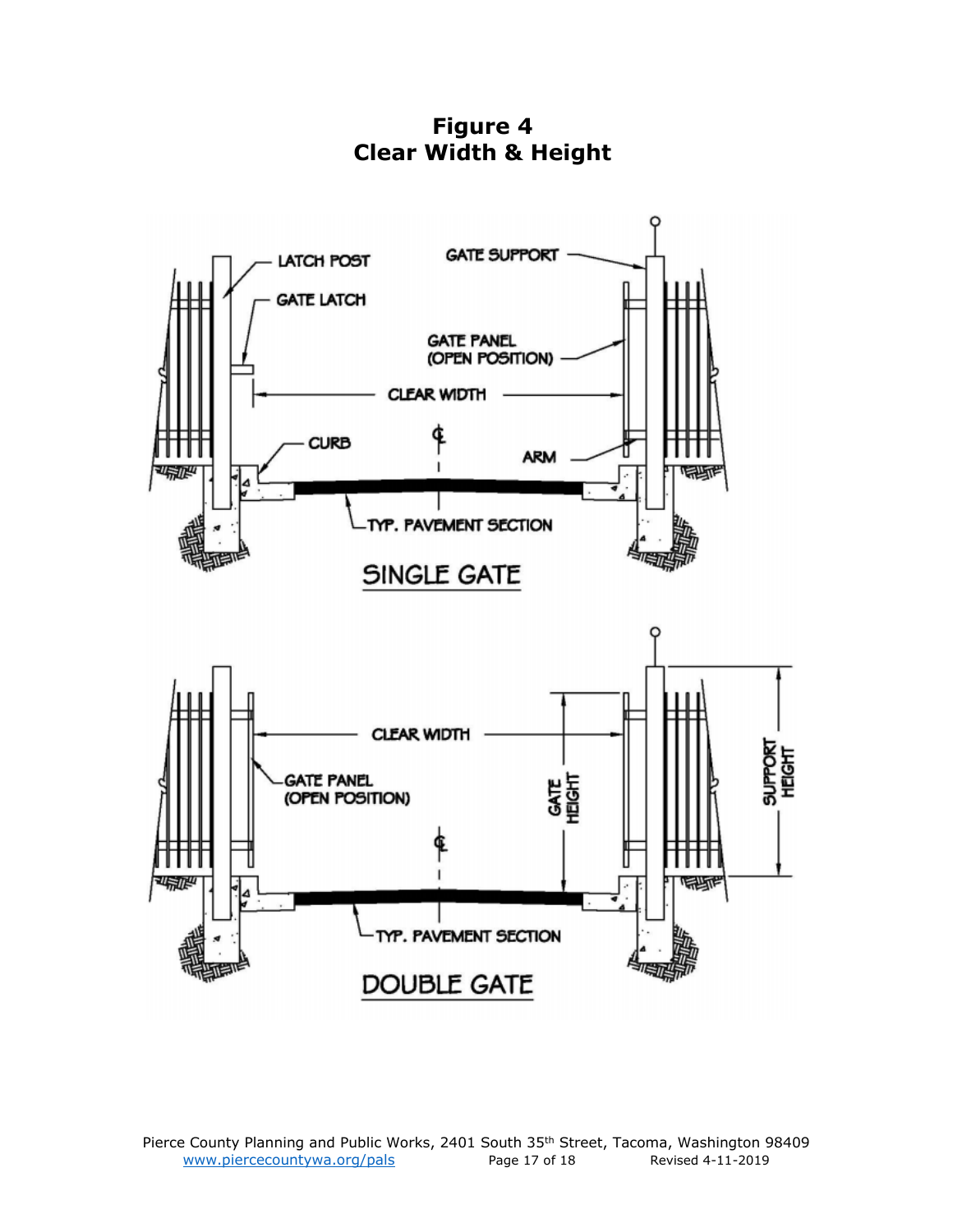# Figure 4
# Clear Width & Height

LATCH POST

GATE LATCH

GATE SUPPORT

GATE PANEL (OPEN POSITION)

CLEAR WIDTH

CURB

ARM

TYP. PAVEMENT SECTION

SINGLE GATE

CLEAR WIDTH

GATE PANEL (OPEN POSITION)

GATE HEIGHT

SUPPORT HEIGHT

TYP. PAVEMENT SECTION

DOUBLE GATE

Pierce County Planning and Public Works, 2401 South 35th Street, Tacoma, Washington 98409
www.piercecountywa.org/pals Revised 4-11-2019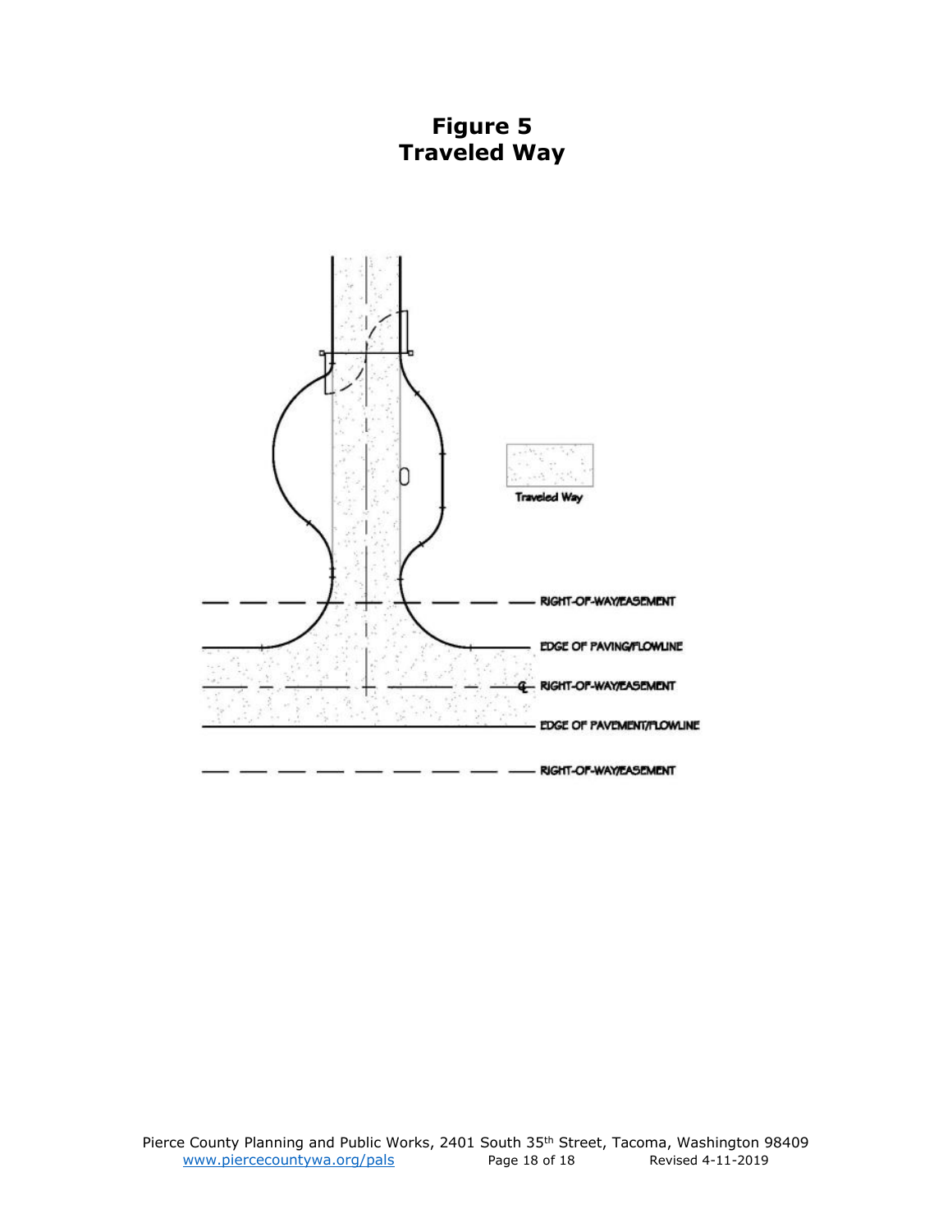# Figure 5
# Traveled Way

Traveled Way

RIGHT-OF-WAY/EASEMENT

EDGE OF PAVING/FLOWLINE

℄ RIGHT-OF-WAY/EASEMENT

EDGE OF PAVEMENT/FLOWLINE

RIGHT-OF-WAY/EASEMENT